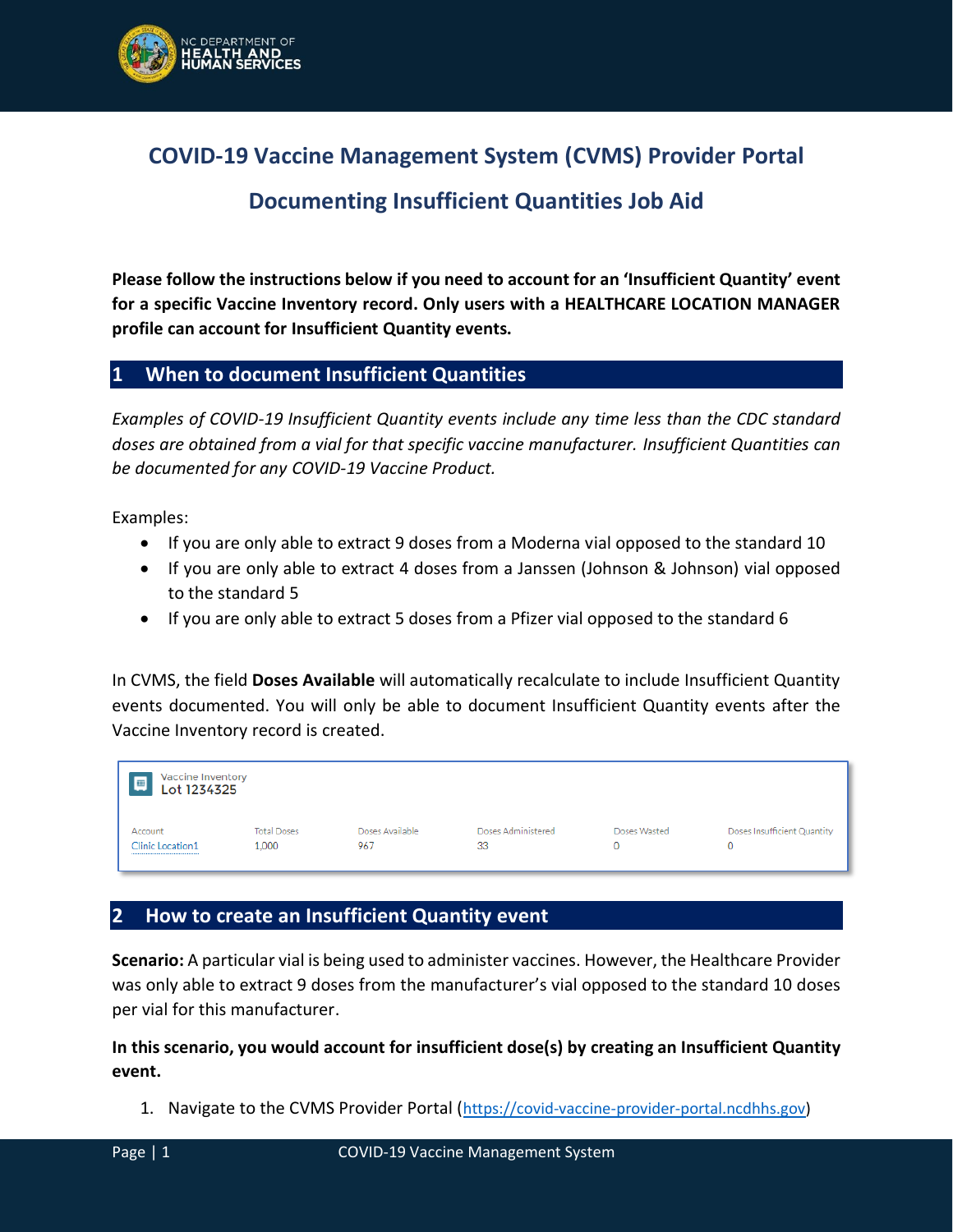# COVID-19 Vaccine Management System (CVMS) Provider Portal

# Documenting Insufficient Quantities Job Aid

**Please follow the instructions below if you need to account for an 'Insufficient Quantity' event for a specific Vaccine Inventory record. Only users with a HEALTHCARE LOCATION MANAGER profile can account for Insufficient Quantity events.**

## 1 When to document Insufficient Quantities

*Examples of COVID-19 Insufficient Quantity events include any time less than the CDC standard doses are obtained from a vial for that specific vaccine manufacturer. Insufficient Quantities can be documented for any COVID-19 Vaccine Product.*

Examples:

- If you are only able to extract 9 doses from a Moderna vial opposed to the standard 10
- If you are only able to extract 4 doses from a Janssen (Johnson & Johnson) vial opposed to the standard 5
- If you are only able to extract 5 doses from a Pfizer vial opposed to the standard 6

In CVMS, the field **Doses Available** will automatically recalculate to include Insufficient Quantity events documented. You will only be able to document Insufficient Quantity events after the Vaccine Inventory record is created.

Vaccine Inventory
Lot 1234325

| Account | Total Doses | Doses Available | Doses Administered | Doses Wasted | Doses Insufficient Quantity |
| --- | --- | --- | --- | --- | --- |
| Clinic Location1 | 1,000 | 967 | 33 | 0 | 0 |

## 2 How to create an Insufficient Quantity event

**Scenario:** A particular vial is being used to administer vaccines. However, the Healthcare Provider was only able to extract 9 doses from the manufacturer's vial opposed to the standard 10 doses per vial for this manufacturer.

**In this scenario, you would account for insufficient dose(s) by creating an Insufficient Quantity event.**

1. Navigate to the CVMS Provider Portal (https://covid-vaccine-provider-portal.ncdhhs.gov)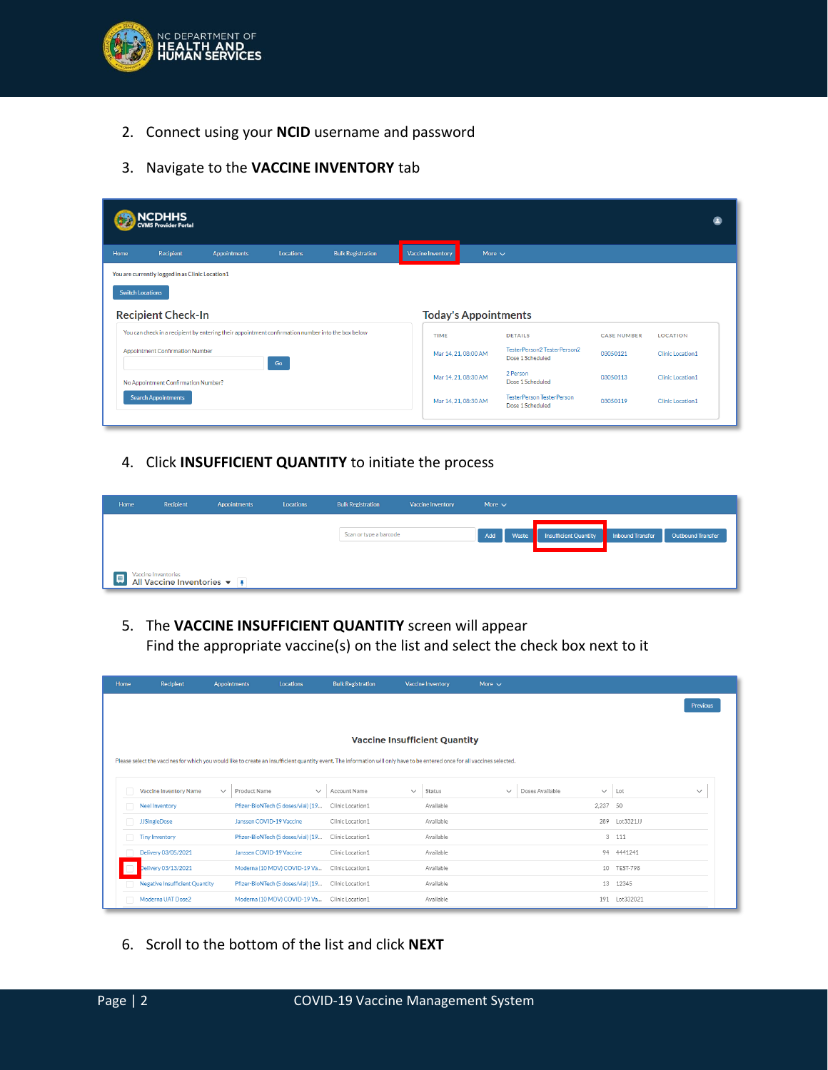2. Connect using your **NCID** username and password

3. Navigate to the **VACCINE INVENTORY** tab

4. Click **INSUFFICIENT QUANTITY** to initiate the process

5. The **VACCINE INSUFFICIENT QUANTITY** screen will appear
   Find the appropriate vaccine(s) on the list and select the check box next to it

6. Scroll to the bottom of the list and click **NEXT**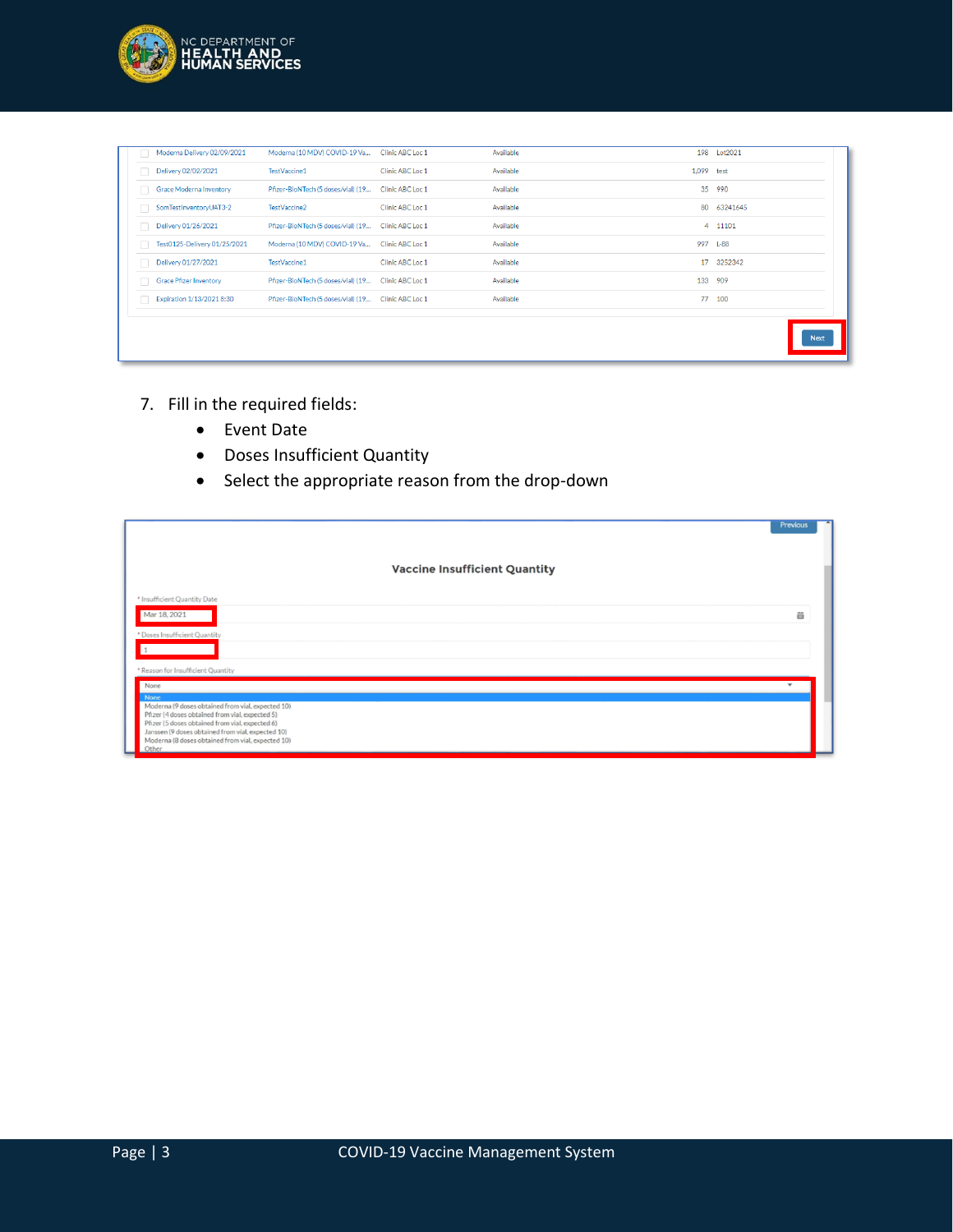| | | | | | |
|---|---|---|---|---|---|
| Moderna Delivery 02/09/2021 | Moderna (10 MDV) COVID-19 Va... | Clinic ABC Loc 1 | Available | 198 | Lot2021 |
| Delivery 02/02/2021 | TestVaccine1 | Clinic ABC Loc 1 | Available | 1,099 | test |
| Grace Moderna Inventory | Pfizer-BioNTech (5 doses/vial) (19... | Clinic ABC Loc 1 | Available | 35 | 990 |
| SomTestInventoryUAT3-2 | TestVaccine2 | Clinic ABC Loc 1 | Available | 80 | 63241645 |
| Delivery 01/26/2021 | Pfizer-BioNTech (5 doses/vial) (19... | Clinic ABC Loc 1 | Available | 4 | 11101 |
| Test0125-Delivery 01/25/2021 | Moderna (10 MDV) COVID-19 Va... | Clinic ABC Loc 1 | Available | 997 | L-88 |
| Delivery 01/27/2021 | TestVaccine1 | Clinic ABC Loc 1 | Available | 17 | 3252342 |
| Grace Pfizer Inventory | Pfizer-BioNTech (5 doses/vial) (19... | Clinic ABC Loc 1 | Available | 133 | 909 |
| Expiration 1/13/2021 8:30 | Pfizer-BioNTech (5 doses/vial) (19... | Clinic ABC Loc 1 | Available | 77 | 100 |

Next

7. Fill in the required fields:
   - Event Date
   - Doses Insufficient Quantity
   - Select the appropriate reason from the drop-down

Previous

**Vaccine Insufficient Quantity**

\* Insufficient Quantity Date
Mar 18, 2021

\* Doses Insufficient Quantity
1

\* Reason for Insufficient Quantity
None

- None
- Moderna (9 doses obtained from vial, expected 10)
- Pfizer (4 doses obtained from vial, expected 5)
- Pfizer (5 doses obtained from vial, expected 6)
- Janssen (9 doses obtained from vial, expected 10)
- Moderna (8 doses obtained from vial, expected 10)
- Other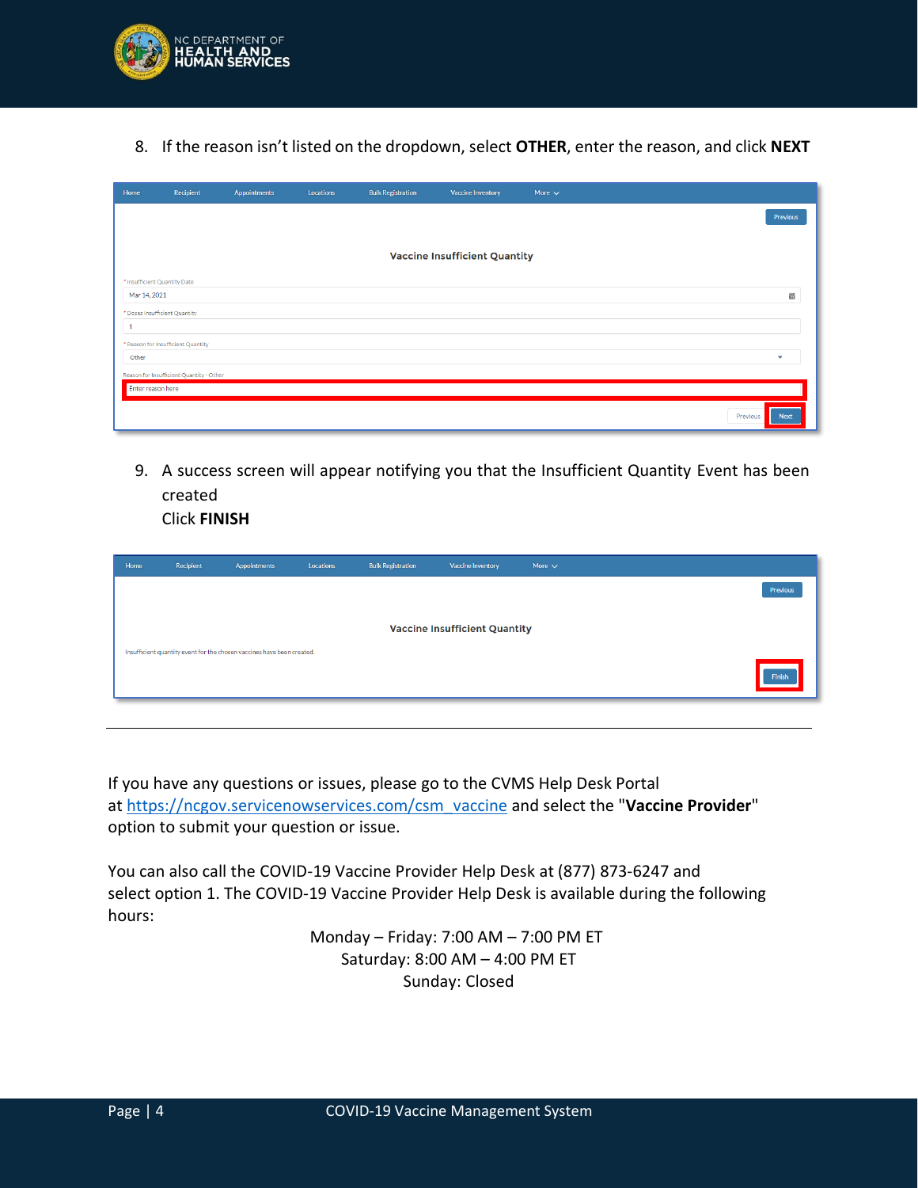8. If the reason isn't listed on the dropdown, select **OTHER**, enter the reason, and click **NEXT**

9. A success screen will appear notifying you that the Insufficient Quantity Event has been created
   Click **FINISH**

---

If you have any questions or issues, please go to the CVMS Help Desk Portal at https://ncgov.servicenowservices.com/csm_vaccine and select the "**Vaccine Provider**" option to submit your question or issue.

You can also call the COVID-19 Vaccine Provider Help Desk at (877) 873-6247 and select option 1. The COVID-19 Vaccine Provider Help Desk is available during the following hours:

Monday – Friday: 7:00 AM – 7:00 PM ET
Saturday: 8:00 AM – 4:00 PM ET
Sunday: Closed